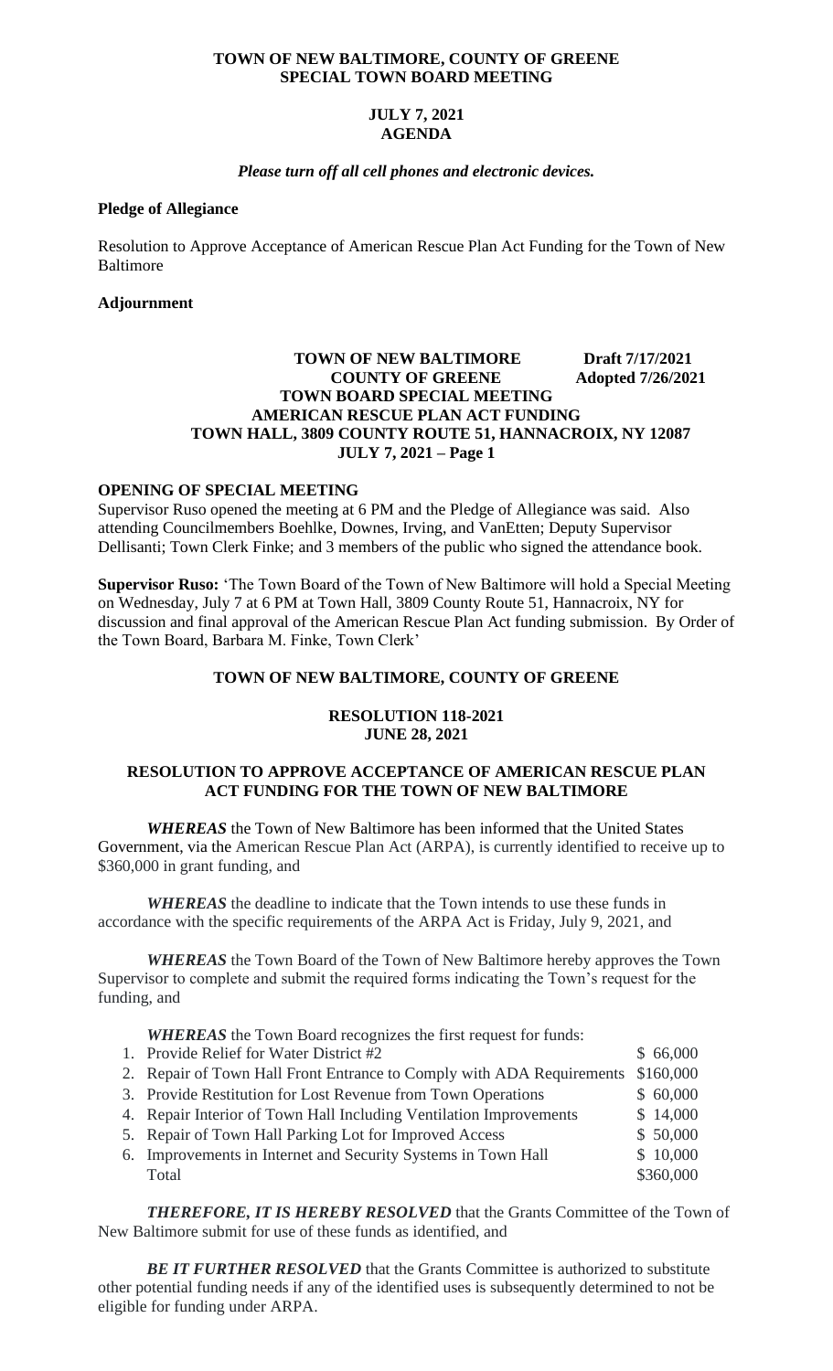**TOWN OF NEW BALTIMORE, COUNTY OF GREENE**
**SPECIAL TOWN BOARD MEETING**

**JULY 7, 2021**
**AGENDA**

***Please turn off all cell phones and electronic devices.***

**Pledge of Allegiance**

Resolution to Approve Acceptance of American Rescue Plan Act Funding for the Town of New Baltimore

**Adjournment**

**TOWN OF NEW BALTIMORE** **Draft 7/17/2021**
**COUNTY OF GREENE** **Adopted 7/26/2021**
**TOWN BOARD SPECIAL MEETING**
**AMERICAN RESCUE PLAN ACT FUNDING**
**TOWN HALL, 3809 COUNTY ROUTE 51, HANNACROIX, NY 12087**
**JULY 7, 2021 – Page 1**

**OPENING OF SPECIAL MEETING**

Supervisor Ruso opened the meeting at 6 PM and the Pledge of Allegiance was said. Also attending Councilmembers Boehlke, Downes, Irving, and VanEtten; Deputy Supervisor Dellisanti; Town Clerk Finke; and 3 members of the public who signed the attendance book.

**Supervisor Ruso:** 'The Town Board of the Town of New Baltimore will hold a Special Meeting on Wednesday, July 7 at 6 PM at Town Hall, 3809 County Route 51, Hannacroix, NY for discussion and final approval of the American Rescue Plan Act funding submission. By Order of the Town Board, Barbara M. Finke, Town Clerk'

**TOWN OF NEW BALTIMORE, COUNTY OF GREENE**

**RESOLUTION 118-2021**
**JUNE 28, 2021**

**RESOLUTION TO APPROVE ACCEPTANCE OF AMERICAN RESCUE PLAN ACT FUNDING FOR THE TOWN OF NEW BALTIMORE**

***WHEREAS*** the Town of New Baltimore has been informed that the United States Government, via the American Rescue Plan Act (ARPA), is currently identified to receive up to $360,000 in grant funding, and

***WHEREAS*** the deadline to indicate that the Town intends to use these funds in accordance with the specific requirements of the ARPA Act is Friday, July 9, 2021, and

***WHEREAS*** the Town Board of the Town of New Baltimore hereby approves the Town Supervisor to complete and submit the required forms indicating the Town's request for the funding, and

***WHEREAS*** the Town Board recognizes the first request for funds:

| | |
|---|---|
| 1. Provide Relief for Water District #2 | $ 66,000 |
| 2. Repair of Town Hall Front Entrance to Comply with ADA Requirements | $160,000 |
| 3. Provide Restitution for Lost Revenue from Town Operations | $ 60,000 |
| 4. Repair Interior of Town Hall Including Ventilation Improvements | $ 14,000 |
| 5. Repair of Town Hall Parking Lot for Improved Access | $ 50,000 |
| 6. Improvements in Internet and Security Systems in Town Hall | $ 10,000 |
| Total | $360,000 |

***THEREFORE, IT IS HEREBY RESOLVED*** that the Grants Committee of the Town of New Baltimore submit for use of these funds as identified, and

***BE IT FURTHER RESOLVED*** that the Grants Committee is authorized to substitute other potential funding needs if any of the identified uses is subsequently determined to not be eligible for funding under ARPA.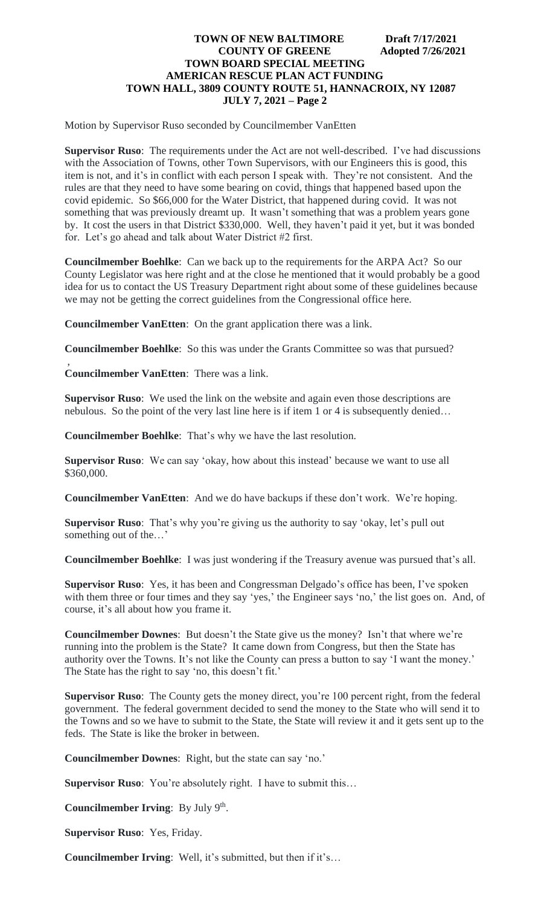Motion by Supervisor Ruso seconded by Councilmember VanEtten

**Supervisor Ruso**: The requirements under the Act are not well-described. I've had discussions with the Association of Towns, other Town Supervisors, with our Engineers this is good, this item is not, and it's in conflict with each person I speak with. They're not consistent. And the rules are that they need to have some bearing on covid, things that happened based upon the covid epidemic. So $66,000 for the Water District, that happened during covid. It was not something that was previously dreamt up. It wasn't something that was a problem years gone by. It cost the users in that District $330,000. Well, they haven't paid it yet, but it was bonded for. Let's go ahead and talk about Water District #2 first.

**Councilmember Boehlke**: Can we back up to the requirements for the ARPA Act? So our County Legislator was here right and at the close he mentioned that it would probably be a good idea for us to contact the US Treasury Department right about some of these guidelines because we may not be getting the correct guidelines from the Congressional office here.

**Councilmember VanEtten**: On the grant application there was a link.

**Councilmember Boehlke**: So this was under the Grants Committee so was that pursued?

**Councilmember VanEtten**: There was a link.

**Supervisor Ruso**: We used the link on the website and again even those descriptions are nebulous. So the point of the very last line here is if item 1 or 4 is subsequently denied…

**Councilmember Boehlke**: That's why we have the last resolution.

**Supervisor Ruso**: We can say 'okay, how about this instead' because we want to use all $360,000.

**Councilmember VanEtten**: And we do have backups if these don't work. We're hoping.

**Supervisor Ruso**: That's why you're giving us the authority to say 'okay, let's pull out something out of the…'

**Councilmember Boehlke**: I was just wondering if the Treasury avenue was pursued that's all.

**Supervisor Ruso**: Yes, it has been and Congressman Delgado's office has been, I've spoken with them three or four times and they say 'yes,' the Engineer says 'no,' the list goes on. And, of course, it's all about how you frame it.

**Councilmember Downes**: But doesn't the State give us the money? Isn't that where we're running into the problem is the State? It came down from Congress, but then the State has authority over the Towns. It's not like the County can press a button to say 'I want the money.' The State has the right to say 'no, this doesn't fit.'

**Supervisor Ruso**: The County gets the money direct, you're 100 percent right, from the federal government. The federal government decided to send the money to the State who will send it to the Towns and so we have to submit to the State, the State will review it and it gets sent up to the feds. The State is like the broker in between.

**Councilmember Downes**: Right, but the state can say 'no.'

**Supervisor Ruso**: You're absolutely right. I have to submit this…

**Councilmember Irving**: By July 9th.

**Supervisor Ruso**: Yes, Friday.

**Councilmember Irving**: Well, it's submitted, but then if it's…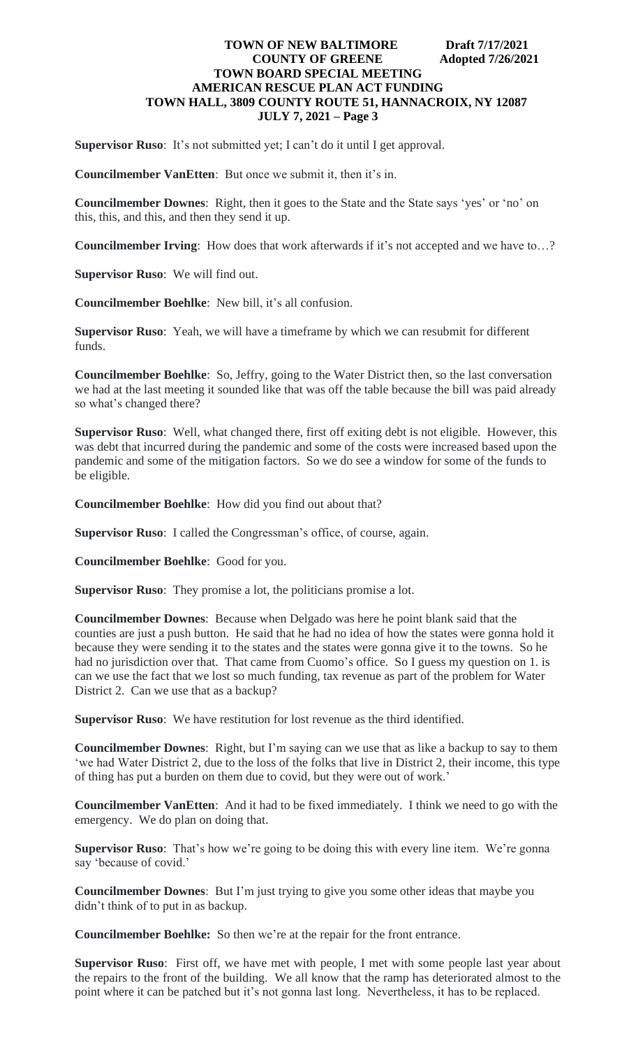**Supervisor Ruso**: It's not submitted yet; I can't do it until I get approval.

**Councilmember VanEtten**: But once we submit it, then it's in.

**Councilmember Downes**: Right, then it goes to the State and the State says 'yes' or 'no' on this, this, and this, and then they send it up.

**Councilmember Irving**: How does that work afterwards if it's not accepted and we have to…?

**Supervisor Ruso**: We will find out.

**Councilmember Boehlke**: New bill, it's all confusion.

**Supervisor Ruso**: Yeah, we will have a timeframe by which we can resubmit for different funds.

**Councilmember Boehlke**: So, Jeffry, going to the Water District then, so the last conversation we had at the last meeting it sounded like that was off the table because the bill was paid already so what's changed there?

**Supervisor Ruso**: Well, what changed there, first off exiting debt is not eligible. However, this was debt that incurred during the pandemic and some of the costs were increased based upon the pandemic and some of the mitigation factors. So we do see a window for some of the funds to be eligible.

**Councilmember Boehlke**: How did you find out about that?

**Supervisor Ruso**: I called the Congressman's office, of course, again.

**Councilmember Boehlke**: Good for you.

**Supervisor Ruso**: They promise a lot, the politicians promise a lot.

**Councilmember Downes**: Because when Delgado was here he point blank said that the counties are just a push button. He said that he had no idea of how the states were gonna hold it because they were sending it to the states and the states were gonna give it to the towns. So he had no jurisdiction over that. That came from Cuomo's office. So I guess my question on 1. is can we use the fact that we lost so much funding, tax revenue as part of the problem for Water District 2. Can we use that as a backup?

**Supervisor Ruso**: We have restitution for lost revenue as the third identified.

**Councilmember Downes**: Right, but I'm saying can we use that as like a backup to say to them 'we had Water District 2, due to the loss of the folks that live in District 2, their income, this type of thing has put a burden on them due to covid, but they were out of work.'

**Councilmember VanEtten**: And it had to be fixed immediately. I think we need to go with the emergency. We do plan on doing that.

**Supervisor Ruso**: That's how we're going to be doing this with every line item. We're gonna say 'because of covid.'

**Councilmember Downes**: But I'm just trying to give you some other ideas that maybe you didn't think of to put in as backup.

**Councilmember Boehlke:** So then we're at the repair for the front entrance.

**Supervisor Ruso**: First off, we have met with people, I met with some people last year about the repairs to the front of the building. We all know that the ramp has deteriorated almost to the point where it can be patched but it's not gonna last long. Nevertheless, it has to be replaced.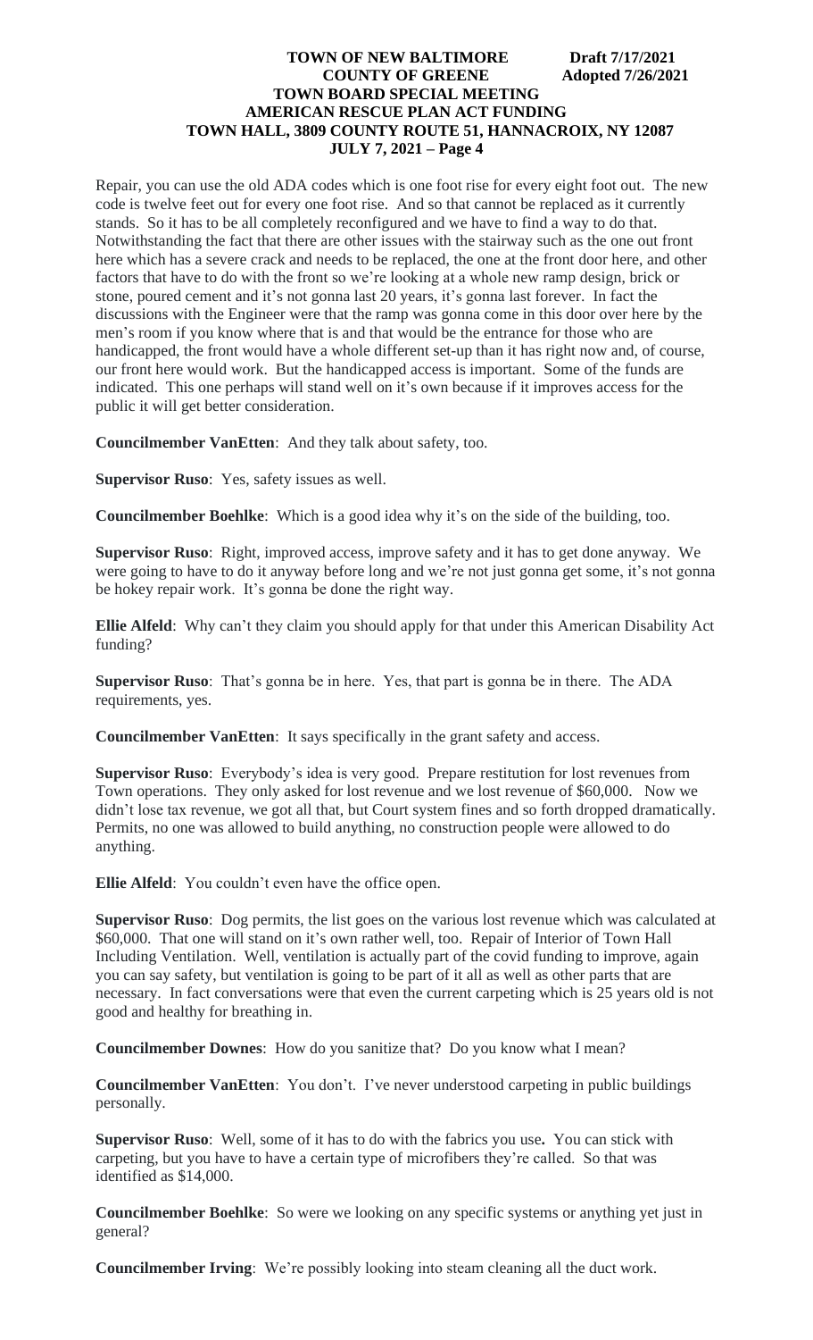Repair, you can use the old ADA codes which is one foot rise for every eight foot out. The new code is twelve feet out for every one foot rise. And so that cannot be replaced as it currently stands. So it has to be all completely reconfigured and we have to find a way to do that. Notwithstanding the fact that there are other issues with the stairway such as the one out front here which has a severe crack and needs to be replaced, the one at the front door here, and other factors that have to do with the front so we're looking at a whole new ramp design, brick or stone, poured cement and it's not gonna last 20 years, it's gonna last forever. In fact the discussions with the Engineer were that the ramp was gonna come in this door over here by the men's room if you know where that is and that would be the entrance for those who are handicapped, the front would have a whole different set-up than it has right now and, of course, our front here would work. But the handicapped access is important. Some of the funds are indicated. This one perhaps will stand well on it's own because if it improves access for the public it will get better consideration.

**Councilmember VanEtten**: And they talk about safety, too.

**Supervisor Ruso**: Yes, safety issues as well.

**Councilmember Boehlke**: Which is a good idea why it's on the side of the building, too.

**Supervisor Ruso**: Right, improved access, improve safety and it has to get done anyway. We were going to have to do it anyway before long and we're not just gonna get some, it's not gonna be hokey repair work. It's gonna be done the right way.

**Ellie Alfeld**: Why can't they claim you should apply for that under this American Disability Act funding?

**Supervisor Ruso**: That's gonna be in here. Yes, that part is gonna be in there. The ADA requirements, yes.

**Councilmember VanEtten**: It says specifically in the grant safety and access.

**Supervisor Ruso**: Everybody's idea is very good. Prepare restitution for lost revenues from Town operations. They only asked for lost revenue and we lost revenue of $60,000. Now we didn't lose tax revenue, we got all that, but Court system fines and so forth dropped dramatically. Permits, no one was allowed to build anything, no construction people were allowed to do anything.

**Ellie Alfeld**: You couldn't even have the office open.

**Supervisor Ruso**: Dog permits, the list goes on the various lost revenue which was calculated at $60,000. That one will stand on it's own rather well, too. Repair of Interior of Town Hall Including Ventilation. Well, ventilation is actually part of the covid funding to improve, again you can say safety, but ventilation is going to be part of it all as well as other parts that are necessary. In fact conversations were that even the current carpeting which is 25 years old is not good and healthy for breathing in.

**Councilmember Downes**: How do you sanitize that? Do you know what I mean?

**Councilmember VanEtten**: You don't. I've never understood carpeting in public buildings personally.

**Supervisor Ruso**: Well, some of it has to do with the fabrics you use. You can stick with carpeting, but you have to have a certain type of microfibers they're called. So that was identified as $14,000.

**Councilmember Boehlke**: So were we looking on any specific systems or anything yet just in general?

**Councilmember Irving**: We're possibly looking into steam cleaning all the duct work.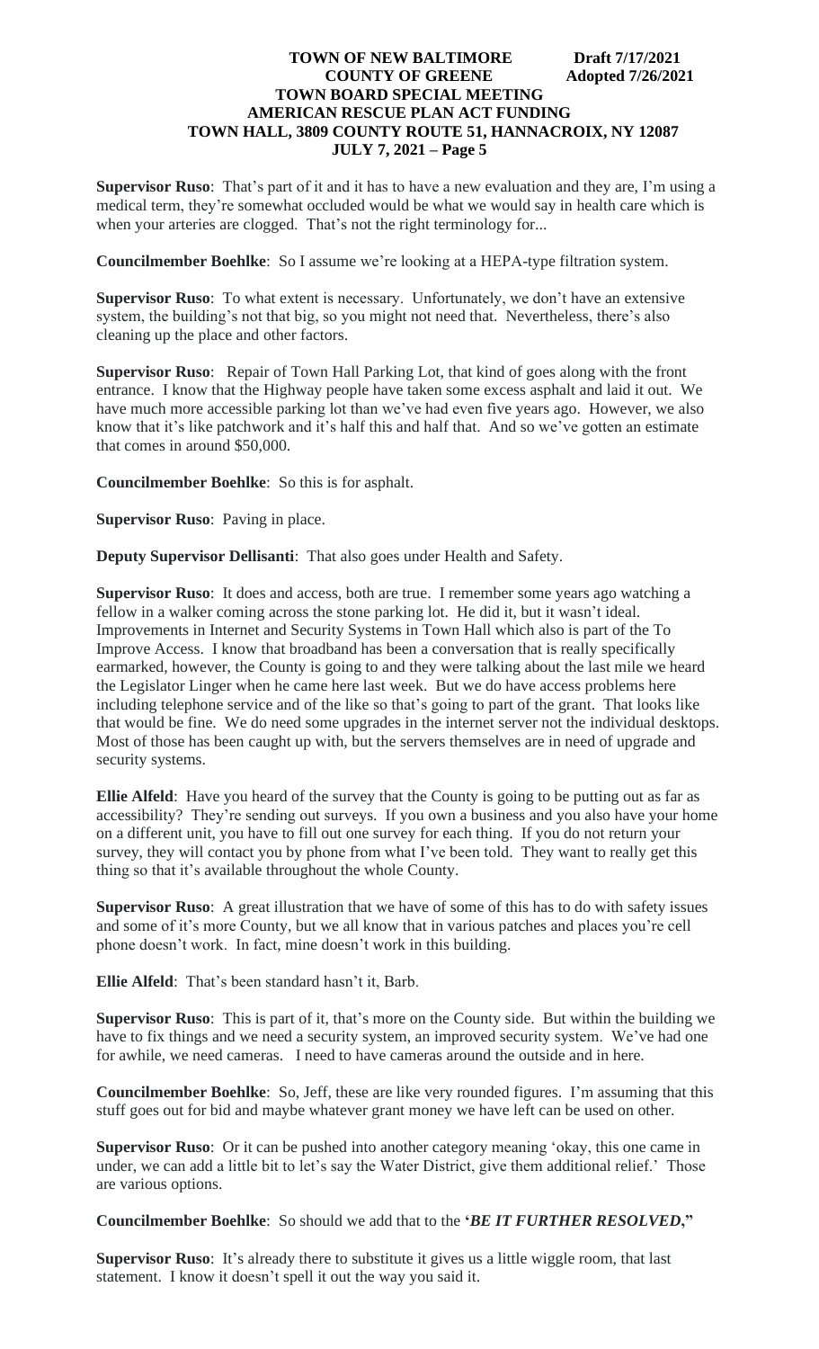**Supervisor Ruso**: That's part of it and it has to have a new evaluation and they are, I'm using a medical term, they're somewhat occluded would be what we would say in health care which is when your arteries are clogged. That's not the right terminology for...

**Councilmember Boehlke**: So I assume we're looking at a HEPA-type filtration system.

**Supervisor Ruso**: To what extent is necessary. Unfortunately, we don't have an extensive system, the building's not that big, so you might not need that. Nevertheless, there's also cleaning up the place and other factors.

**Supervisor Ruso**: Repair of Town Hall Parking Lot, that kind of goes along with the front entrance. I know that the Highway people have taken some excess asphalt and laid it out. We have much more accessible parking lot than we've had even five years ago. However, we also know that it's like patchwork and it's half this and half that. And so we've gotten an estimate that comes in around $50,000.

**Councilmember Boehlke**: So this is for asphalt.

**Supervisor Ruso**: Paving in place.

**Deputy Supervisor Dellisanti**: That also goes under Health and Safety.

**Supervisor Ruso**: It does and access, both are true. I remember some years ago watching a fellow in a walker coming across the stone parking lot. He did it, but it wasn't ideal. Improvements in Internet and Security Systems in Town Hall which also is part of the To Improve Access. I know that broadband has been a conversation that is really specifically earmarked, however, the County is going to and they were talking about the last mile we heard the Legislator Linger when he came here last week. But we do have access problems here including telephone service and of the like so that's going to part of the grant. That looks like that would be fine. We do need some upgrades in the internet server not the individual desktops. Most of those has been caught up with, but the servers themselves are in need of upgrade and security systems.

**Ellie Alfeld**: Have you heard of the survey that the County is going to be putting out as far as accessibility? They're sending out surveys. If you own a business and you also have your home on a different unit, you have to fill out one survey for each thing. If you do not return your survey, they will contact you by phone from what I've been told. They want to really get this thing so that it's available throughout the whole County.

**Supervisor Ruso**: A great illustration that we have of some of this has to do with safety issues and some of it's more County, but we all know that in various patches and places you're cell phone doesn't work. In fact, mine doesn't work in this building.

**Ellie Alfeld**: That's been standard hasn't it, Barb.

**Supervisor Ruso**: This is part of it, that's more on the County side. But within the building we have to fix things and we need a security system, an improved security system. We've had one for awhile, we need cameras. I need to have cameras around the outside and in here.

**Councilmember Boehlke**: So, Jeff, these are like very rounded figures. I'm assuming that this stuff goes out for bid and maybe whatever grant money we have left can be used on other.

**Supervisor Ruso**: Or it can be pushed into another category meaning 'okay, this one came in under, we can add a little bit to let's say the Water District, give them additional relief.' Those are various options.

**Councilmember Boehlke**: So should we add that to the **'*BE IT FURTHER RESOLVED*,"**

**Supervisor Ruso**: It's already there to substitute it gives us a little wiggle room, that last statement. I know it doesn't spell it out the way you said it.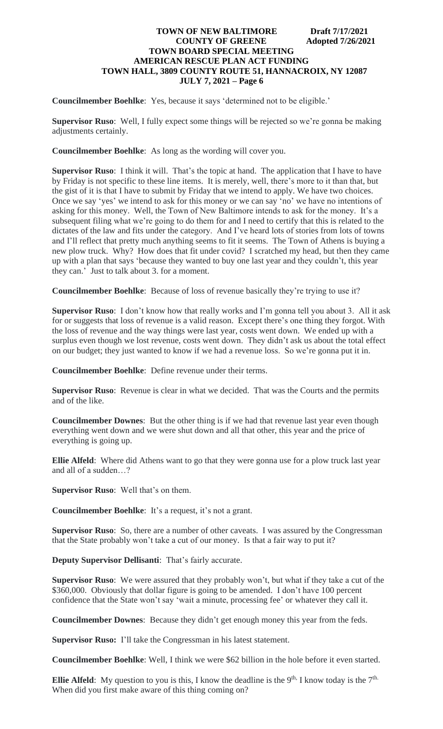**Councilmember Boehlke**: Yes, because it says 'determined not to be eligible.'

**Supervisor Ruso**: Well, I fully expect some things will be rejected so we're gonna be making adjustments certainly.

**Councilmember Boehlke**: As long as the wording will cover you.

**Supervisor Ruso**: I think it will. That's the topic at hand. The application that I have to have by Friday is not specific to these line items. It is merely, well, there's more to it than that, but the gist of it is that I have to submit by Friday that we intend to apply. We have two choices. Once we say 'yes' we intend to ask for this money or we can say 'no' we have no intentions of asking for this money. Well, the Town of New Baltimore intends to ask for the money. It's a subsequent filing what we're going to do them for and I need to certify that this is related to the dictates of the law and fits under the category. And I've heard lots of stories from lots of towns and I'll reflect that pretty much anything seems to fit it seems. The Town of Athens is buying a new plow truck. Why? How does that fit under covid? I scratched my head, but then they came up with a plan that says 'because they wanted to buy one last year and they couldn't, this year they can.' Just to talk about 3. for a moment.

**Councilmember Boehlke**: Because of loss of revenue basically they're trying to use it?

**Supervisor Ruso**: I don't know how that really works and I'm gonna tell you about 3. All it ask for or suggests that loss of revenue is a valid reason. Except there's one thing they forgot. With the loss of revenue and the way things were last year, costs went down. We ended up with a surplus even though we lost revenue, costs went down. They didn't ask us about the total effect on our budget; they just wanted to know if we had a revenue loss. So we're gonna put it in.

**Councilmember Boehlke**: Define revenue under their terms.

**Supervisor Ruso**: Revenue is clear in what we decided. That was the Courts and the permits and of the like.

**Councilmember Downes**: But the other thing is if we had that revenue last year even though everything went down and we were shut down and all that other, this year and the price of everything is going up.

**Ellie Alfeld**: Where did Athens want to go that they were gonna use for a plow truck last year and all of a sudden…?

**Supervisor Ruso**: Well that's on them.

**Councilmember Boehlke**: It's a request, it's not a grant.

**Supervisor Ruso**: So, there are a number of other caveats. I was assured by the Congressman that the State probably won't take a cut of our money. Is that a fair way to put it?

**Deputy Supervisor Dellisanti**: That's fairly accurate.

**Supervisor Ruso**: We were assured that they probably won't, but what if they take a cut of the $360,000. Obviously that dollar figure is going to be amended. I don't have 100 percent confidence that the State won't say 'wait a minute, processing fee' or whatever they call it.

**Councilmember Downes**: Because they didn't get enough money this year from the feds.

**Supervisor Ruso:** I'll take the Congressman in his latest statement.

**Councilmember Boehlke**: Well, I think we were $62 billion in the hole before it even started.

**Ellie Alfeld**: My question to you is this, I know the deadline is the 9th, I know today is the 7th. When did you first make aware of this thing coming on?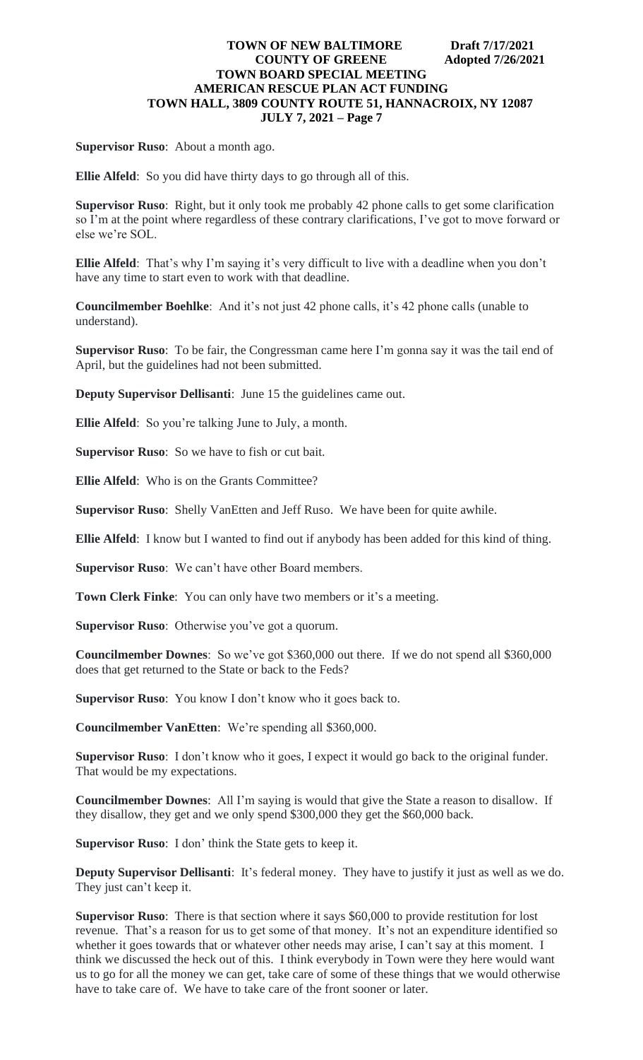**Supervisor Ruso**: About a month ago.

**Ellie Alfeld**: So you did have thirty days to go through all of this.

**Supervisor Ruso**: Right, but it only took me probably 42 phone calls to get some clarification so I'm at the point where regardless of these contrary clarifications, I've got to move forward or else we're SOL.

**Ellie Alfeld**: That's why I'm saying it's very difficult to live with a deadline when you don't have any time to start even to work with that deadline.

**Councilmember Boehlke**: And it's not just 42 phone calls, it's 42 phone calls (unable to understand).

**Supervisor Ruso**: To be fair, the Congressman came here I'm gonna say it was the tail end of April, but the guidelines had not been submitted.

**Deputy Supervisor Dellisanti**: June 15 the guidelines came out.

**Ellie Alfeld**: So you're talking June to July, a month.

**Supervisor Ruso**: So we have to fish or cut bait.

**Ellie Alfeld**: Who is on the Grants Committee?

**Supervisor Ruso**: Shelly VanEtten and Jeff Ruso. We have been for quite awhile.

**Ellie Alfeld**: I know but I wanted to find out if anybody has been added for this kind of thing.

**Supervisor Ruso**: We can't have other Board members.

**Town Clerk Finke**: You can only have two members or it's a meeting.

**Supervisor Ruso**: Otherwise you've got a quorum.

**Councilmember Downes**: So we've got $360,000 out there. If we do not spend all $360,000 does that get returned to the State or back to the Feds?

**Supervisor Ruso**: You know I don't know who it goes back to.

**Councilmember VanEtten**: We're spending all $360,000.

**Supervisor Ruso**: I don't know who it goes, I expect it would go back to the original funder. That would be my expectations.

**Councilmember Downes**: All I'm saying is would that give the State a reason to disallow. If they disallow, they get and we only spend $300,000 they get the $60,000 back.

**Supervisor Ruso**: I don' think the State gets to keep it.

**Deputy Supervisor Dellisanti**: It's federal money. They have to justify it just as well as we do. They just can't keep it.

**Supervisor Ruso**: There is that section where it says $60,000 to provide restitution for lost revenue. That's a reason for us to get some of that money. It's not an expenditure identified so whether it goes towards that or whatever other needs may arise, I can't say at this moment. I think we discussed the heck out of this. I think everybody in Town were they here would want us to go for all the money we can get, take care of some of these things that we would otherwise have to take care of. We have to take care of the front sooner or later.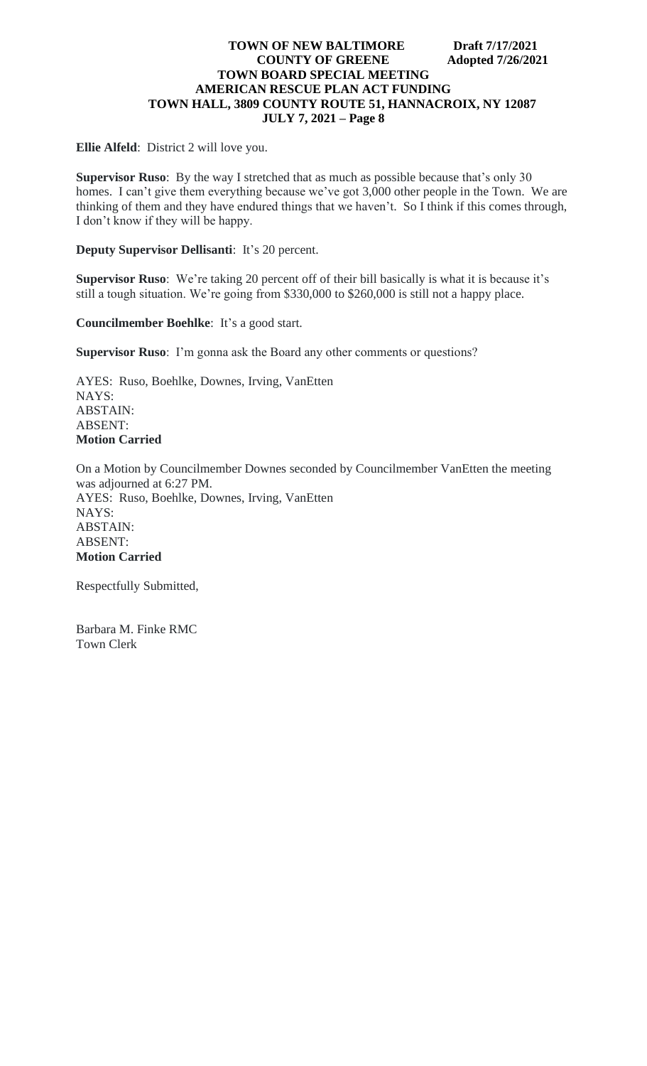**Ellie Alfeld**: District 2 will love you.

**Supervisor Ruso**: By the way I stretched that as much as possible because that's only 30 homes. I can't give them everything because we've got 3,000 other people in the Town. We are thinking of them and they have endured things that we haven't. So I think if this comes through, I don't know if they will be happy.

**Deputy Supervisor Dellisanti**: It's 20 percent.

**Supervisor Ruso**: We're taking 20 percent off of their bill basically is what it is because it's still a tough situation. We're going from \$330,000 to \$260,000 is still not a happy place.

**Councilmember Boehlke**: It's a good start.

**Supervisor Ruso**: I'm gonna ask the Board any other comments or questions?

AYES: Ruso, Boehlke, Downes, Irving, VanEtten
NAYS:
ABSTAIN:
ABSENT:
**Motion Carried**

On a Motion by Councilmember Downes seconded by Councilmember VanEtten the meeting was adjourned at 6:27 PM.
AYES: Ruso, Boehlke, Downes, Irving, VanEtten
NAYS:
ABSTAIN:
ABSENT:
**Motion Carried**

Respectfully Submitted,

Barbara M. Finke RMC
Town Clerk